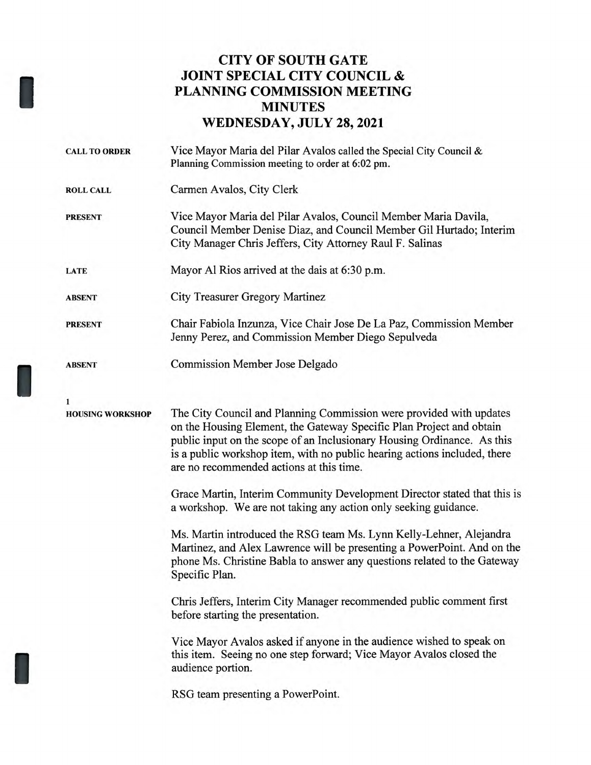# CITY OF SOUTH GATE
# JOINT SPECIAL CITY COUNCIL & PLANNING COMMISSION MEETING
# MINUTES
# WEDNESDAY, JULY 28, 2021

**CALL TO ORDER**
Vice Mayor Maria del Pilar Avalos called the Special City Council & Planning Commission meeting to order at 6:02 pm.

**ROLL CALL**
Carmen Avalos, City Clerk

**PRESENT**
Vice Mayor Maria del Pilar Avalos, Council Member Maria Davila, Council Member Denise Diaz, and Council Member Gil Hurtado; Interim City Manager Chris Jeffers, City Attorney Raul F. Salinas

**LATE**
Mayor Al Rios arrived at the dais at 6:30 p.m.

**ABSENT**
City Treasurer Gregory Martinez

**PRESENT**
Chair Fabiola Inzunza, Vice Chair Jose De La Paz, Commission Member Jenny Perez, and Commission Member Diego Sepulveda

**ABSENT**
Commission Member Jose Delgado

**1**
**HOUSING WORKSHOP**

The City Council and Planning Commission were provided with updates on the Housing Element, the Gateway Specific Plan Project and obtain public input on the scope of an Inclusionary Housing Ordinance. As this is a public workshop item, with no public hearing actions included, there are no recommended actions at this time.

Grace Martin, Interim Community Development Director stated that this is a workshop. We are not taking any action only seeking guidance.

Ms. Martin introduced the RSG team Ms. Lynn Kelly-Lehner, Alejandra Martinez, and Alex Lawrence will be presenting a PowerPoint. And on the phone Ms. Christine Babla to answer any questions related to the Gateway Specific Plan.

Chris Jeffers, Interim City Manager recommended public comment first before starting the presentation.

Vice Mayor Avalos asked if anyone in the audience wished to speak on this item. Seeing no one step forward; Vice Mayor Avalos closed the audience portion.

RSG team presenting a PowerPoint.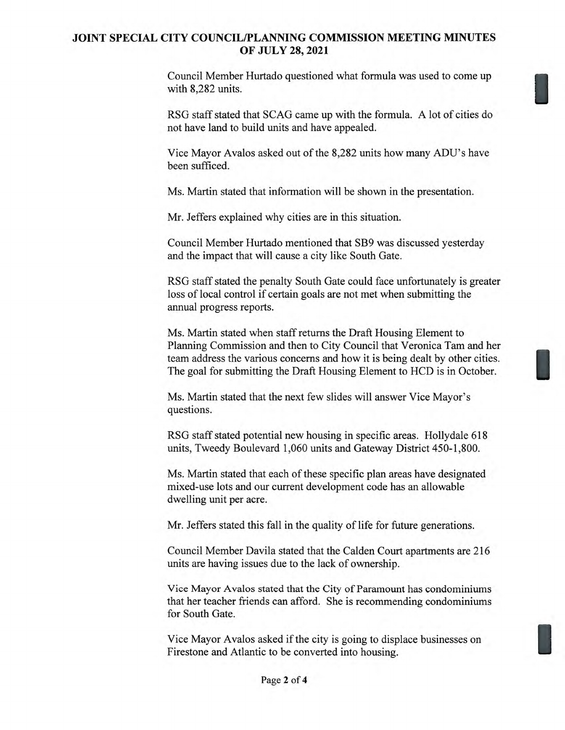Council Member Hurtado questioned what formula was used to come up with 8,282 units.

RSG staff stated that SCAG came up with the formula. A lot of cities do not have land to build units and have appealed.

Vice Mayor Avalos asked out of the 8,282 units how many ADU's have been sufficed.

Ms. Martin stated that information will be shown in the presentation.

Mr. Jeffers explained why cities are in this situation.

Council Member Hurtado mentioned that SB9 was discussed yesterday and the impact that will cause a city like South Gate.

RSG staff stated the penalty South Gate could face unfortunately is greater loss of local control if certain goals are not met when submitting the annual progress reports.

Ms. Martin stated when staff returns the Draft Housing Element to Planning Commission and then to City Council that Veronica Tam and her team address the various concerns and how it is being dealt by other cities. The goal for submitting the Draft Housing Element to HCD is in October.

Ms. Martin stated that the next few slides will answer Vice Mayor's questions.

RSG staff stated potential new housing in specific areas. Hollydale 618 units, Tweedy Boulevard 1,060 units and Gateway District 450-1,800.

Ms. Martin stated that each of these specific plan areas have designated mixed-use lots and our current development code has an allowable dwelling unit per acre.

Mr. Jeffers stated this fall in the quality of life for future generations.

Council Member Davila stated that the Calden Court apartments are 216 units are having issues due to the lack of ownership.

Vice Mayor Avalos stated that the City of Paramount has condominiums that her teacher friends can afford. She is recommending condominiums for South Gate.

Vice Mayor Avalos asked if the city is going to displace businesses on Firestone and Atlantic to be converted into housing.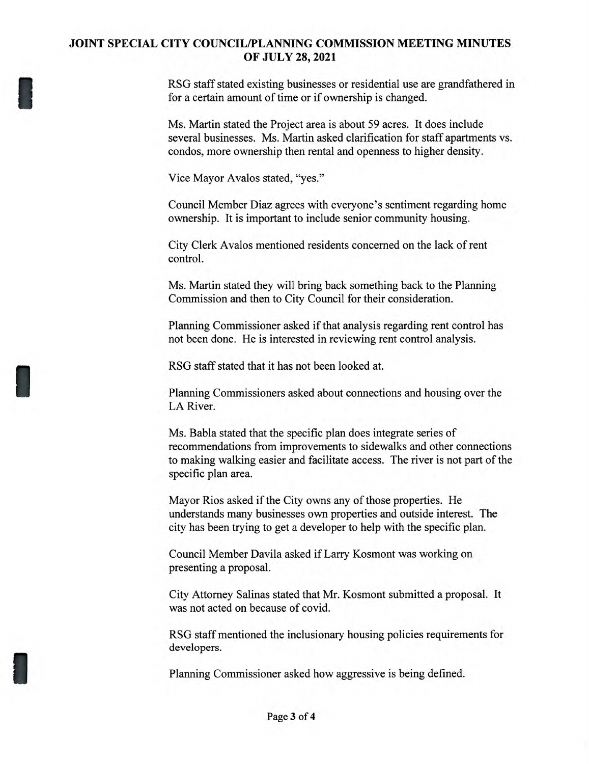RSG staff stated existing businesses or residential use are grandfathered in for a certain amount of time or if ownership is changed.

Ms. Martin stated the Project area is about 59 acres. It does include several businesses. Ms. Martin asked clarification for staff apartments vs. condos, more ownership then rental and openness to higher density.

Vice Mayor Avalos stated, "yes."

Council Member Diaz agrees with everyone's sentiment regarding home ownership. It is important to include senior community housing.

City Clerk Avalos mentioned residents concerned on the lack of rent control.

Ms. Martin stated they will bring back something back to the Planning Commission and then to City Council for their consideration.

Planning Commissioner asked if that analysis regarding rent control has not been done. He is interested in reviewing rent control analysis.

RSG staff stated that it has not been looked at.

Planning Commissioners asked about connections and housing over the LA River.

Ms. Babla stated that the specific plan does integrate series of recommendations from improvements to sidewalks and other connections to making walking easier and facilitate access. The river is not part of the specific plan area.

Mayor Rios asked if the City owns any of those properties. He understands many businesses own properties and outside interest. The city has been trying to get a developer to help with the specific plan.

Council Member Davila asked if Larry Kosmont was working on presenting a proposal.

City Attorney Salinas stated that Mr. Kosmont submitted a proposal. It was not acted on because of covid.

RSG staff mentioned the inclusionary housing policies requirements for developers.

Planning Commissioner asked how aggressive is being defined.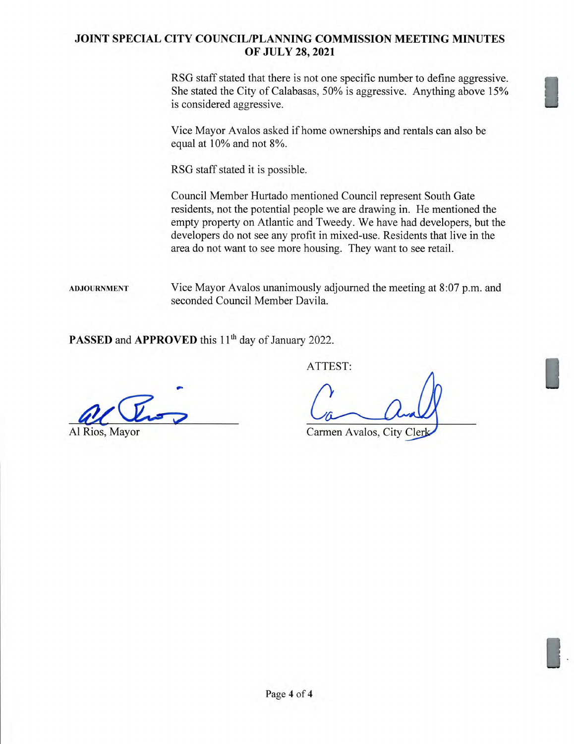RSG staff stated that there is not one specific number to define aggressive. She stated the City of Calabasas, 50% is aggressive. Anything above 15% is considered aggressive.

Vice Mayor Avalos asked if home ownerships and rentals can also be equal at 10% and not 8%.

RSG staff stated it is possible.

Council Member Hurtado mentioned Council represent South Gate residents, not the potential people we are drawing in. He mentioned the empty property on Atlantic and Tweedy. We have had developers, but the developers do not see any profit in mixed-use. Residents that live in the area do not want to see more housing. They want to see retail.

**ADJOURNMENT**

Vice Mayor Avalos unanimously adjourned the meeting at 8:07 p.m. and seconded Council Member Davila.

**PASSED** and **APPROVED** this 11th day of January 2022.

Al Rios, Mayor

ATTEST:

Carmen Avalos, City Clerk